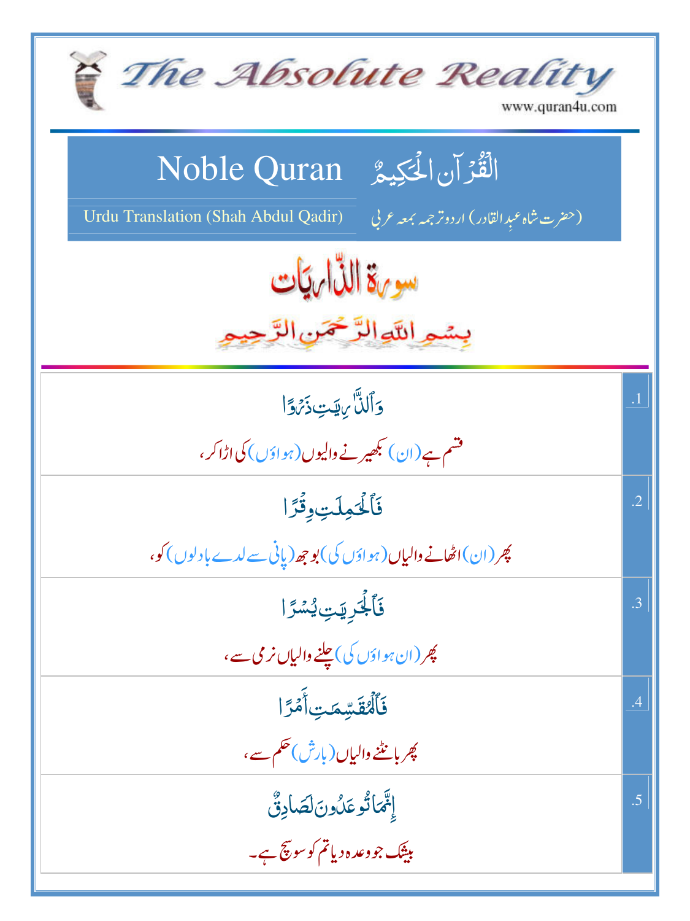# The Absolute Reality

www.quran4u.com

## Noble Quran — الْقُرْآنُ الْحَكِيمُ

Urdu Translation (Shah Abdul Qadir) — (حضرت شاہ عبدِ القادر) اردو ترجمہ بمعہ عربی

## سورۃ الذّاریات

بِسْمِ اللَّهِ الرَّحْمَنِ الرَّحِيمِ

| | |
|---|---|
| وَٱلذَّٰرِيَٰتِ ذَرۡوٗا<br>قسم ہے (ان) بکھیرنے والیوں (ہواؤں) کی اڑا کر، | .1 |
| فَٱلۡحَٰمِلَٰتِ وِقۡرٗا<br>پھر (ان) اٹھانے والیاں (ہواؤں کی) بوجھ (پانی سے لدے بادلوں) کو، | .2 |
| فَٱلۡجَٰرِيَٰتِ يُسۡرٗا<br>پھر (ان ہواؤں کی) چلنے والیاں نرمی سے، | .3 |
| فَٱلۡمُقَسِّمَٰتِ أَمۡرًا<br>پھر بانٹنے والیاں (بارش) حکم سے، | .4 |
| إِنَّمَا تُوعَدُونَ لَصَادِقٞ<br>بیشک جو وعدہ دیا تم کو سو سچ ہے۔ | .5 |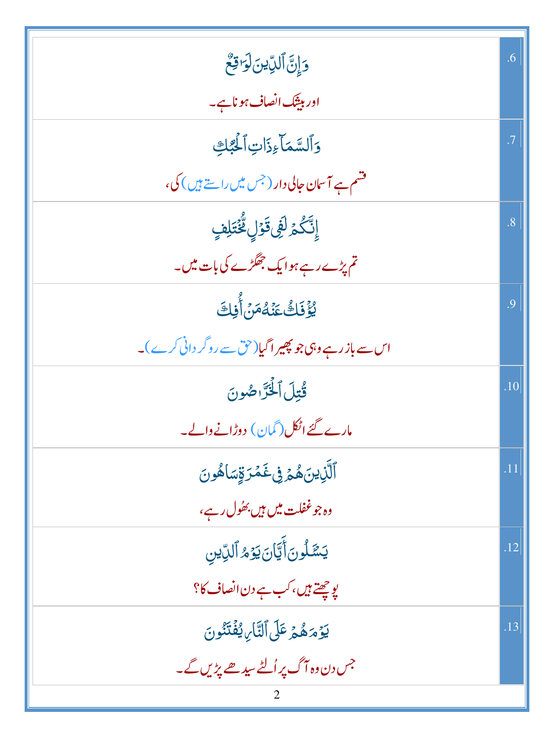| | |
|---|---|
| وَإِنَّ ٱلدِّينَ لَوَٰقِعٌ<br><br>اور بیشک انصاف ہونا ہے۔ | .6 |
| وَٱلسَّمَآءِ ذَاتِ ٱلْحُبُكِ<br><br>قسم ہے آسمان جالی دار (جس میں راستے ہیں) کی، | .7 |
| إِنَّكُمْ لَفِى قَوْلٍ مُّخْتَلِفٍ<br><br>تم پڑے رہے ہو ایک جھگڑے کی بات میں۔ | .8 |
| يُؤْفَكُ عَنْهُ مَنْ أُفِكَ<br><br>اس سے باز رہے وہی جو پھیرا گیا (حق سے روگردانی کرے)۔ | .9 |
| قُتِلَ ٱلْخَرَّٰصُونَ<br><br>مارے گئے اٹکل (گمان) دوڑانے والے۔ | .10 |
| ٱلَّذِينَ هُمْ فِى غَمْرَةٍ سَاهُونَ<br><br>وہ جو غفلت میں ہیں بھول رہے، | .11 |
| يَسْـَٔلُونَ أَيَّانَ يَوْمُ ٱلدِّينِ<br><br>پوچھتے ہیں، کب ہے دن انصاف کا؟ | .12 |
| يَوْمَ هُمْ عَلَى ٱلنَّارِ يُفْتَنُونَ<br><br>جس دن وہ آگ پر اُلٹے سیدھے پڑیں گے۔ | .13 |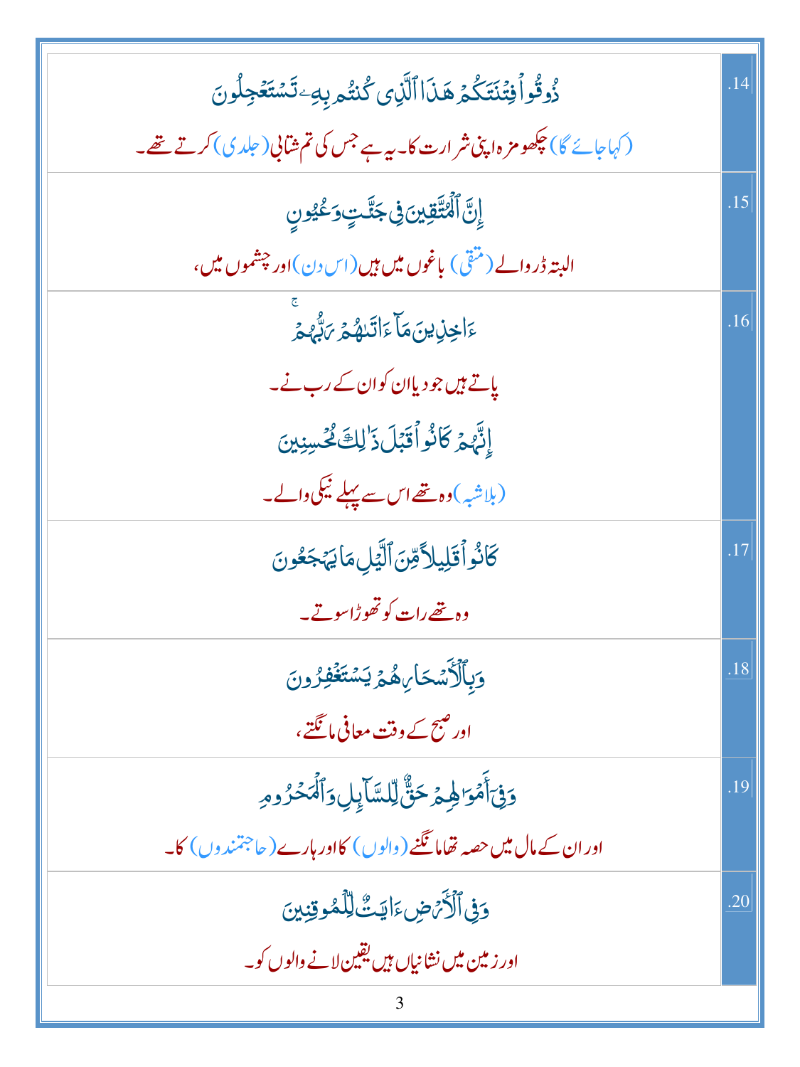| | |
|---|---|
| ذُوقُوا۟ فِتْنَتَكُمْ هَـٰذَا ٱلَّذِى كُنتُم بِهِۦ تَسْتَعْجِلُونَ<br><br>(کہا جائے گا) چکھو مزہ اپنی شرارت کا۔ یہ ہے جس کی تم شتابی (جلدی) کرتے تھے۔ | .14 |
| إِنَّ ٱلْمُتَّقِينَ فِى جَنَّـٰتٍ وَعُيُونٍ<br><br>البتہ ڈر والے (متقی) باغوں میں ہیں (اس دن) اور چشموں میں، | .15 |
| ءَاخِذِينَ مَآ ءَاتَىٰهُمْ رَبُّهُمْ ۚ<br><br>پاتے ہیں جو دیا ان کو ان کے رب نے۔<br><br>إِنَّهُمْ كَانُوا۟ قَبْلَ ذَٰلِكَ مُحْسِنِينَ<br><br>(بلاشبہ) وہ تھے اس سے پہلے نیکی والے۔ | .16 |
| كَانُوا۟ قَلِيلًا مِّنَ ٱلَّيْلِ مَا يَهْجَعُونَ<br><br>وہ تھے رات کو تھوڑا سوتے۔ | .17 |
| وَبِٱلْأَسْحَارِ هُمْ يَسْتَغْفِرُونَ<br><br>اور صبح کے وقت معافی مانگتے، | .18 |
| وَفِىٓ أَمْوَٰلِهِمْ حَقٌّ لِّلسَّآئِلِ وَٱلْمَحْرُومِ<br><br>اور ان کے مال میں حصہ تھا مانگنے (والوں) کا اور ہارے (حاجتمندوں) کا۔ | .19 |
| وَفِى ٱلْأَرْضِ ءَايَـٰتٌ لِّلْمُوقِنِينَ<br><br>اور زمین میں نشانیاں ہیں یقین لانے والوں کو۔ | .20 |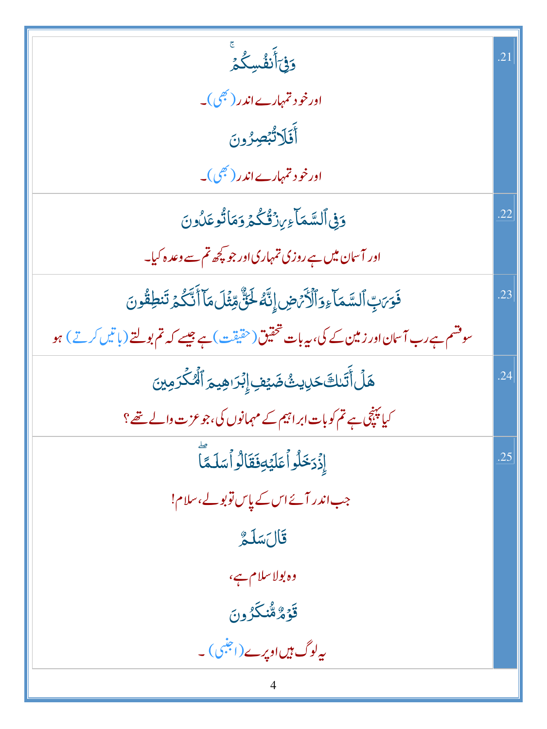| | |
|---|---|
| وَفِىٓ أَنفُسِكُمْ ۚ<br>اور خود تمہارے اندر (بھی)۔<br>أَفَلَا تُبْصِرُونَ<br>اور خود تمہارے اندر (بھی)۔ | .21 |
| وَفِى ٱلسَّمَآءِ رِزْقُكُمْ وَمَا تُوعَدُونَ<br>اور آسمان میں ہے روزی تمہاری اور جو کچھ تم سے وعدہ کیا۔ | .22 |
| فَوَرَبِّ ٱلسَّمَآءِ وَٱلْأَرْضِ إِنَّهُۥ لَحَقٌّ مِّثْلَ مَآ أَنَّكُمْ تَنطِقُونَ<br>سو قسم ہے رب آسمان اور زمین کے کی، یہ بات تحقیق (حقیقت) ہے جیسے کہ تم بولتے (باتیں کرتے) ہو | .23 |
| هَلْ أَتَىٰكَ حَدِيثُ ضَيْفِ إِبْرَٰهِيمَ ٱلْمُكْرَمِينَ<br>کیا پہنچی ہے تم کو بات ابراہیم کے مہمانوں کی، جو عزت والے تھے؟ | .24 |
| إِذْ دَخَلُوا۟ عَلَيْهِ فَقَالُوا۟ سَلَـٰمًا ۖ<br>جب اندر آئے اس کے پاس تو بولے، سلام!<br>قَالَ سَلَـٰمٌ<br>وہ بولا سلام ہے،<br>قَوْمٌ مُّنكَرُونَ<br>یہ لوگ ہیں اوپرے (اجنبی)۔ | .25 |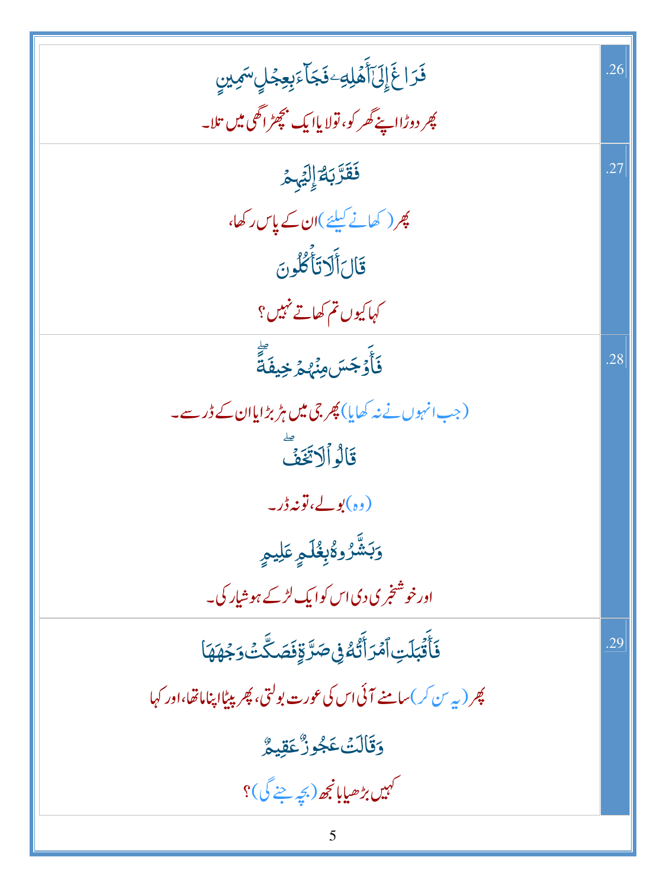| | |
|---|---|
| فَرَاغَ إِلَىٰٓ أَهْلِهِۦ فَجَآءَ بِعِجْلٍ سَمِينٍ<br>پھر دوڑا اپنے گھر کو، تو لایا ایک بچھڑا گھی میں تلا۔ | .26 |
| فَقَرَّبَهُۥٓ إِلَيْهِمْ<br>پھر (کھانے کیلئے) ان کے پاس رکھا،<br>قَالَ أَلَا تَأْكُلُونَ<br>کہا کیوں تم کھاتے نہیں؟ | .27 |
| فَأَوْجَسَ مِنْهُمْ خِيفَةً ۖ<br>(جب انہوں نے نہ کھایا) پھر جی میں ہڑبڑایا ان کے ڈر سے۔<br>قَالُوا۟ لَا تَخَفْ ۖ<br>(وہ) بولے، تو نہ ڈر۔<br>وَبَشَّرُوهُ بِغُلَـٰمٍ عَلِيمٍ<br>اور خوشخبری دی اس کو ایک لڑکے ہوشیار کی۔ | .28 |
| فَأَقْبَلَتِ ٱمْرَأَتُهُۥ فِى صَرَّةٍ فَصَكَّتْ وَجْهَهَا<br>پھر (یہ سن کر) سامنے آئی اس کی عورت بولتی، پھر پیٹا اپنا ماتھا، اور کہا<br>وَقَالَتْ عَجُوزٌ عَقِيمٌ<br>کہیں بڑھیا بانجھ (بچہ جنے گی)؟ | .29 |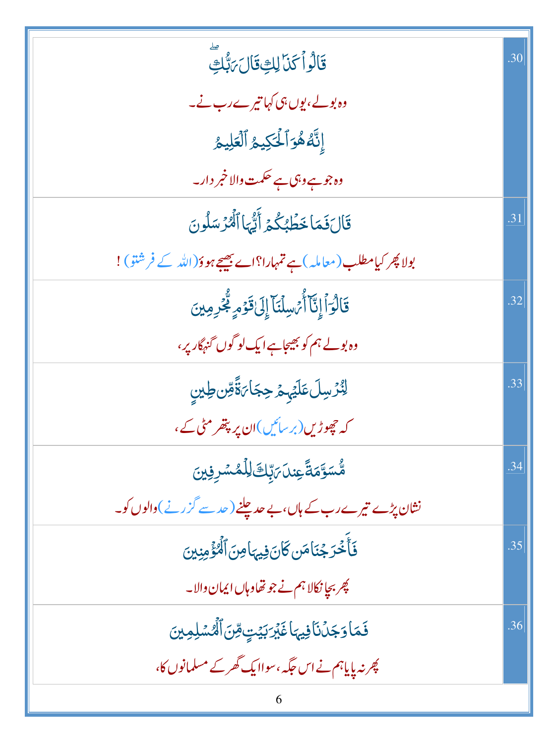| | |
|---|---|
| قَالُوا۟ كَذَٰلِكِ قَالَ رَبُّكِ ۖ<br>وہ بولے، یوں ہی کہا تیرے رب نے۔<br>إِنَّهُۥ هُوَ ٱلْحَكِيمُ ٱلْعَلِيمُ<br>وہ جو ہے وہی ہے حکمت والا خبر دار۔ | .30 |
| قَالَ فَمَا خَطْبُكُمْ أَيُّهَا ٱلْمُرْسَلُونَ<br>بولا پھر کیا مطلب (معاملہ) ہے تمہارا؟ اے بھیجے ہوؤ (اللہ کے فرشتو) ! | .31 |
| قَالُوٓا۟ إِنَّآ أُرْسِلْنَآ إِلَىٰ قَوْمٍ مُّجْرِمِينَ<br>وہ بولے ہم کو بھیجا ہے ایک لوگوں گنہگار پر، | .32 |
| لِنُرْسِلَ عَلَيْهِمْ حِجَارَةً مِّن طِينٍ<br>کہ چھوڑیں (برسائیں) ان پر پتھر مٹی کے، | .33 |
| مُّسَوَّمَةً عِندَ رَبِّكَ لِلْمُسْرِفِينَ<br>نشان پڑے تیرے رب کے ہاں، بے حد چلنے (حد سے گزرنے) والوں کو۔ | .34 |
| فَأَخْرَجْنَا مَن كَانَ فِيهَا مِنَ ٱلْمُؤْمِنِينَ<br>پھر بچا نکالا ہم نے جو تھا وہاں ایمان والا۔ | .35 |
| فَمَا وَجَدْنَا فِيهَا غَيْرَ بَيْتٍ مِّنَ ٱلْمُسْلِمِينَ<br>پھر نہ پایا ہم نے اس جگہ، سوا ایک گھر کے مسلمانوں کا، | .36 |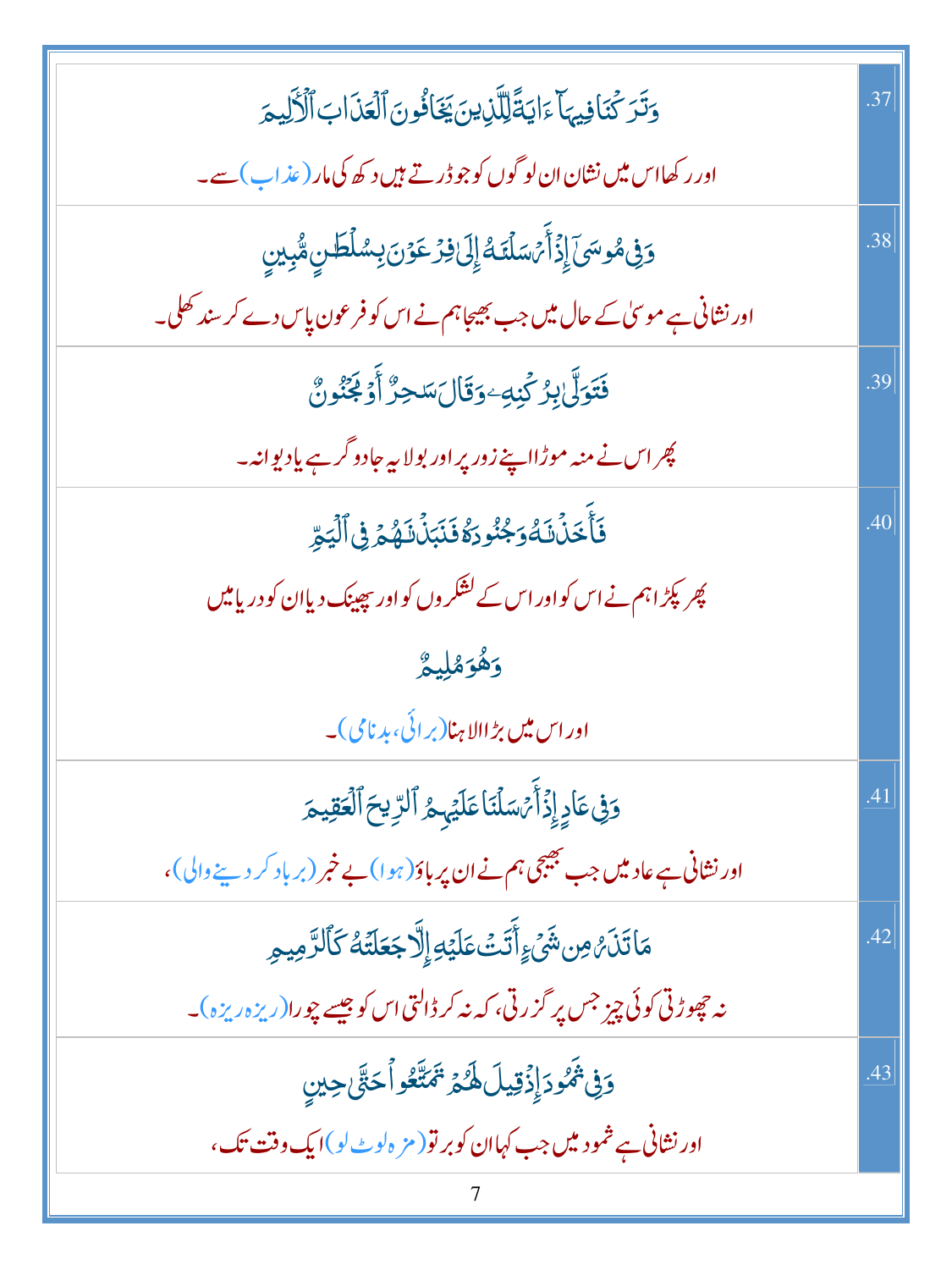| | |
|---|---|
| وَتَرَكۡنَا فِيهَآ ءَايَةً لِّلَّذِينَ يَخَافُونَ ٱلۡعَذَابَ ٱلۡأَلِيمَ<br><br>اور رکھا اس میں نشان ان لوگوں کو جو ڈرتے ہیں دکھ کی مار (عذاب) سے۔ | .37 |
| وَفِي مُوسَىٰٓ إِذۡ أَرۡسَلۡنَٰهُ إِلَىٰ فِرۡعَوۡنَ بِسُلۡطَٰنٍ مُّبِينٍ<br><br>اور نشانی ہے موسیٰ کے حال میں جب بھیجا ہم نے اس کو فرعون پاس دے کر سند کھلی۔ | .38 |
| فَتَوَلَّىٰ بِرُكۡنِهِۦ وَقَالَ سَٰحِرٌ أَوۡ مَجۡنُونٌ<br><br>پھر اس نے منہ موڑا اپنے زور پر اور بولا یہ جادوگر ہے یا دیوانہ۔ | .39 |
| فَأَخَذۡنَٰهُ وَجُنُودَهُۥ فَنَبَذۡنَٰهُمۡ فِي ٱلۡيَمِّ<br><br>پھر پکڑا ہم نے اس کو اور اس کے لشکروں کو اور پھینک دیا ان کو دریا میں<br><br>وَهُوَ مُلِيمٌ<br><br>اور اس میں بڑا الاہنا (برائی، بدنامی)۔ | .40 |
| وَفِي عَادٍ إِذۡ أَرۡسَلۡنَا عَلَيۡهِمُ ٱلرِّيحَ ٱلۡعَقِيمَ<br><br>اور نشانی ہے عاد میں جب بھیجی ہم نے ان پر باؤ (ہوا) بے خبر (برباد کر دینے والی)، | .41 |
| مَا تَذَرُ مِن شَيۡءٍ أَتَتۡ عَلَيۡهِ إِلَّا جَعَلَتۡهُ كَٱلرَّمِيمِ<br><br>نہ چھوڑتی کوئی چیز جس پر گزرتی، کہ نہ کر ڈالتی اس کو جیسے چورا (ریزہ ریزہ)۔ | .42 |
| وَفِي ثَمُودَ إِذۡ قِيلَ لَهُمۡ تَمَتَّعُواْ حَتَّىٰ حِينٍ<br><br>اور نشانی ہے ثمود میں جب کہا ان کو برتو (مزہ لوٹ لو) ایک وقت تک، | .43 |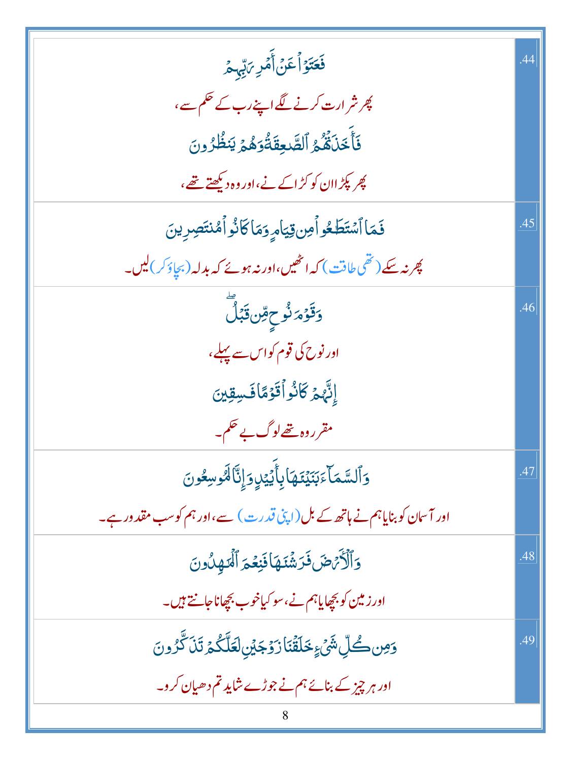| | |
|---|---|
| فَعَتَوْاْ عَنْ أَمْرِ رَبِّهِمْ<br>پھر شرارت کرنے لگے اپنے رب کے حکم سے،<br>فَأَخَذَتْهُمُ ٱلصَّـٰعِقَةُ وَهُمْ يَنظُرُونَ<br>پھر پکڑا ان کو کڑاکے نے، اور وہ دیکھتے تھے، | .44 |
| فَمَا ٱسْتَطَـٰعُواْ مِن قِيَامٍ وَمَا كَانُواْ مُنتَصِرِينَ<br>پھر نہ سکے (تھی طاقت) کہ اٹھیں، اور نہ ہوئے کہ بدلہ (بچاؤ کر) لیں۔ | .45 |
| وَقَوْمَ نُوحٍ مِّن قَبْلُ<br>اور نوح کی قوم کو اس سے پہلے،<br>إِنَّهُمْ كَانُواْ قَوْمًا فَـٰسِقِينَ<br>مقرر وہ تھے لوگ بے حکم۔ | .46 |
| وَٱلسَّمَآءَ بَنَيْنَـٰهَا بِأَيْيْدٍ وَإِنَّا لَمُوسِعُونَ<br>اور آسمان کو بنایا ہم نے ہاتھ کے بل (اپنی قدرت) سے، اور ہم کو سب مقدور ہے۔ | .47 |
| وَٱلْأَرْضَ فَرَشْنَـٰهَا فَنِعْمَ ٱلْمَـٰهِدُونَ<br>اور زمین کو بچھایا ہم نے، سو کیا خوب بچھانا جانتے ہیں۔ | .48 |
| وَمِن كُلِّ شَىْءٍ خَلَقْنَا زَوْجَيْنِ لَعَلَّكُمْ تَذَكَّرُونَ<br>اور ہر چیز کے بنائے ہم نے جوڑے شاید تم دھیان کرو۔ | .49 |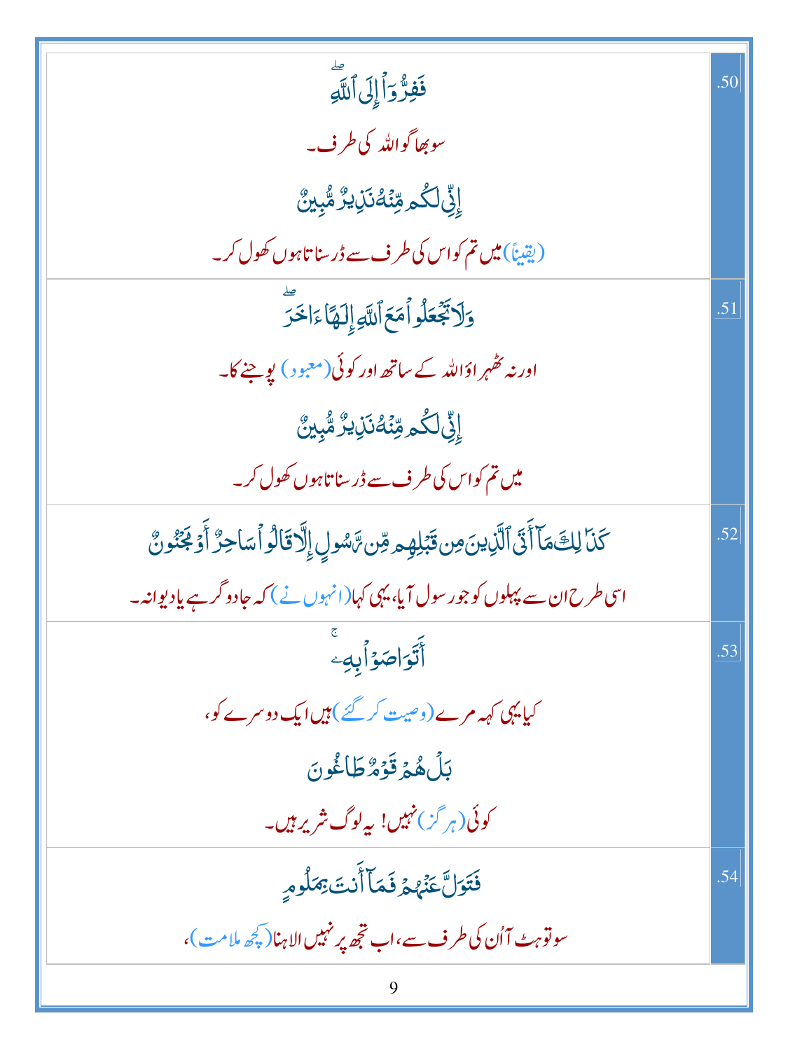| | |
|---|---|
| فَفِرُّوٓاْ إِلَى ٱللَّهِۖ<br>سو بھاگو اللہ کی طرف۔<br>إِنِّي لَكُم مِّنۡهُ نَذِيرٞ مُّبِينٞ<br>(یقیناً) میں تم کو اس کی طرف سے ڈر سناتا ہوں کھول کر۔ | .50 |
| وَلَا تَجۡعَلُواْ مَعَ ٱللَّهِ إِلَٰهًا ءَاخَرَۖ<br>اور نہ ٹھہراؤ اللہ کے ساتھ اور کوئی (معبود) پوجنے کا۔<br>إِنِّي لَكُم مِّنۡهُ نَذِيرٞ مُّبِينٞ<br>میں تم کو اس کی طرف سے ڈر سناتا ہوں کھول کر۔ | .51 |
| كَذَٰلِكَ مَآ أَتَى ٱلَّذِينَ مِن قَبۡلِهِم مِّن رَّسُولٍ إِلَّا قَالُواْ سَاحِرٌ أَوۡ مَجۡنُونٌ<br>اسی طرح ان سے پہلوں کو جو رسول آیا، یہی کہا (انہوں نے) کہ جادو گر ہے یا دیوانہ۔ | .52 |
| أَتَوَاصَوۡاْ بِهِۦۚ<br>کیا یہی کہہ مرے (وصیت کر گئے) ہیں ایک دوسرے کو،<br>بَلۡ هُمۡ قَوۡمٞ طَاغُونَ<br>کوئی (ہرگز) نہیں! یہ لوگ شریر ہیں۔ | .53 |
| فَتَوَلَّ عَنۡهُمۡ فَمَآ أَنتَ بِمَلُومٖ<br>سو تو ہٹ آ اُن کی طرف سے، اب تجھ پر نہیں الاہنا (کچھ ملامت)، | .54 |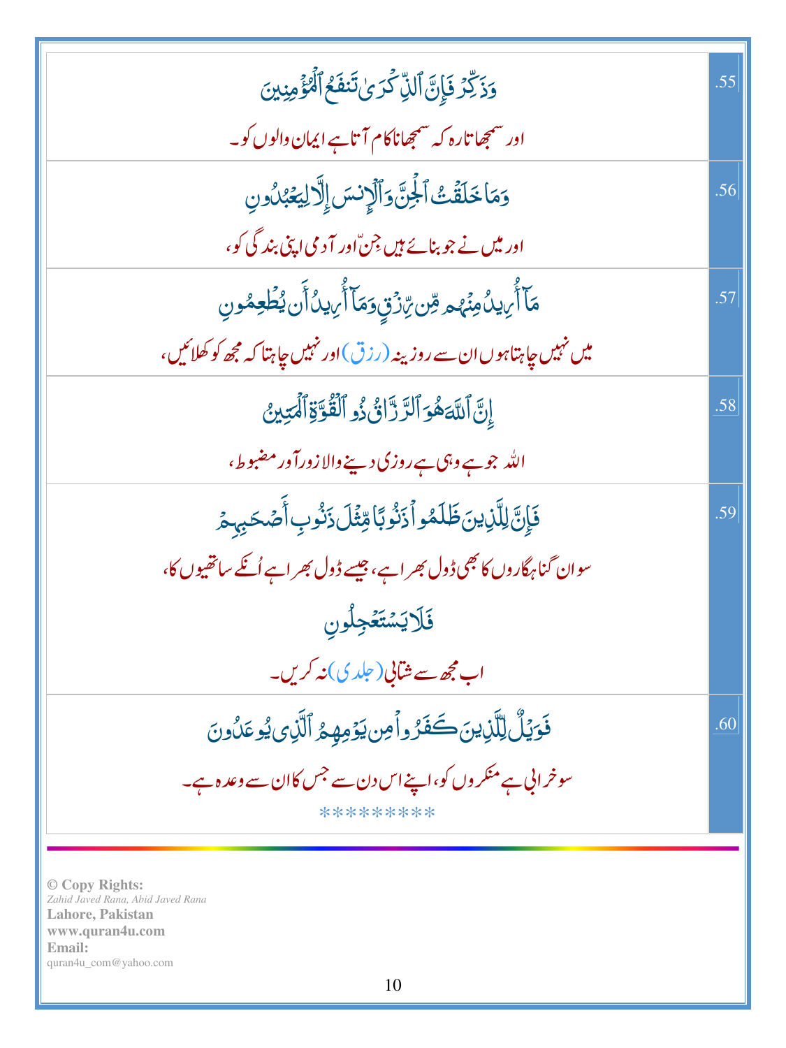| | |
|---|---|
| وَذَكِّرْ فَإِنَّ ٱلذِّكْرَىٰ تَنفَعُ ٱلْمُؤْمِنِينَ<br>اور سمجھاتا رہ کہ سمجھانا کام آتا ہے ایمان والوں کو۔ | .55 |
| وَمَا خَلَقْتُ ٱلْجِنَّ وَٱلْإِنسَ إِلَّا لِيَعْبُدُونِ<br>اور میں نے جو بنائے ہیں جنّ اور آدمی اپنی بندگی کو، | .56 |
| مَآ أُرِيدُ مِنْهُم مِّن رِّزْقٍ وَمَآ أُرِيدُ أَن يُطْعِمُونِ<br>میں نہیں چاہتا ہوں ان سے روزینہ (رزق) اور نہیں چاہتا کہ مجھ کو کھلائیں، | .57 |
| إِنَّ ٱللَّهَ هُوَ ٱلرَّزَّاقُ ذُو ٱلْقُوَّةِ ٱلْمَتِينُ<br>اللہ جو ہے وہی ہے روزی دینے والا زور آور مضبوط، | .58 |
| فَإِنَّ لِلَّذِينَ ظَلَمُوا۟ ذَنُوبًا مِّثْلَ ذَنُوبِ أَصْحَٰبِهِمْ<br>سو ان گناہگاروں کا بھی ڈول بھرا ہے، جیسے ڈول بھرا ہے اُنکے ساتھیوں کا،<br>فَلَا يَسْتَعْجِلُونِ<br>اب مجھ سے شتابی (جلدی) نہ کریں۔ | .59 |
| فَوَيْلٌ لِّلَّذِينَ كَفَرُوا۟ مِن يَوْمِهِمُ ٱلَّذِى يُوعَدُونَ<br>سو خرابی ہے منکروں کو، اپنے اس دن سے جس کا ان سے وعدہ ہے۔<br>********* | .60 |

© Copy Rights:
*Zahid Javed Rana, Abid Javed Rana*
**Lahore, Pakistan**
**www.quran4u.com**
**Email:**
quran4u_com@yahoo.com